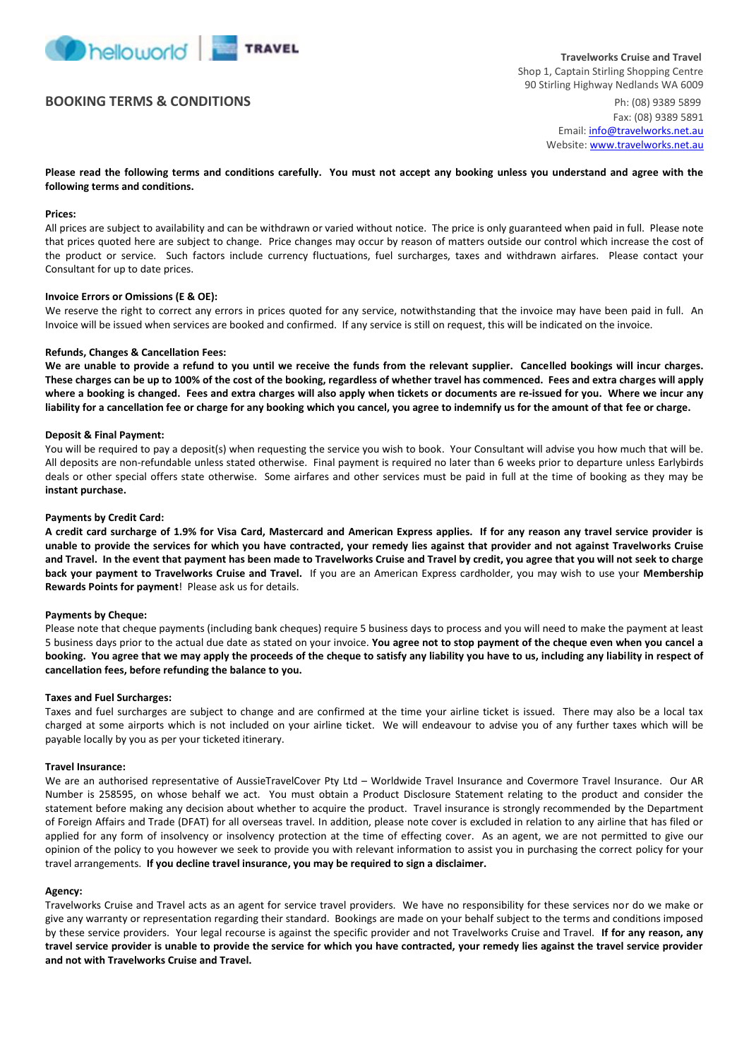**Travelworks Cruise and Travel**
Shop 1, Captain Stirling Shopping Centre
90 Stirling Highway Nedlands WA 6009

Ph: (08) 9389 5899
Fax: (08) 9389 5891
Email: info@travelworks.net.au
Website: www.travelworks.net.au

# BOOKING TERMS & CONDITIONS

**Please read the following terms and conditions carefully. You must not accept any booking unless you understand and agree with the following terms and conditions.**

**Prices:**
All prices are subject to availability and can be withdrawn or varied without notice. The price is only guaranteed when paid in full. Please note that prices quoted here are subject to change. Price changes may occur by reason of matters outside our control which increase the cost of the product or service. Such factors include currency fluctuations, fuel surcharges, taxes and withdrawn airfares. Please contact your Consultant for up to date prices.

**Invoice Errors or Omissions (E & OE):**
We reserve the right to correct any errors in prices quoted for any service, notwithstanding that the invoice may have been paid in full. An Invoice will be issued when services are booked and confirmed. If any service is still on request, this will be indicated on the invoice.

**Refunds, Changes & Cancellation Fees:**
**We are unable to provide a refund to you until we receive the funds from the relevant supplier. Cancelled bookings will incur charges. These charges can be up to 100% of the cost of the booking, regardless of whether travel has commenced. Fees and extra charges will apply where a booking is changed. Fees and extra charges will also apply when tickets or documents are re-issued for you. Where we incur any liability for a cancellation fee or charge for any booking which you cancel, you agree to indemnify us for the amount of that fee or charge.**

**Deposit & Final Payment:**
You will be required to pay a deposit(s) when requesting the service you wish to book. Your Consultant will advise you how much that will be. All deposits are non-refundable unless stated otherwise. Final payment is required no later than 6 weeks prior to departure unless Earlybirds deals or other special offers state otherwise. Some airfares and other services must be paid in full at the time of booking as they may be **instant purchase.**

**Payments by Credit Card:**
**A credit card surcharge of 1.9% for Visa Card, Mastercard and American Express applies. If for any reason any travel service provider is unable to provide the services for which you have contracted, your remedy lies against that provider and not against Travelworks Cruise and Travel. In the event that payment has been made to Travelworks Cruise and Travel by credit, you agree that you will not seek to charge back your payment to Travelworks Cruise and Travel.** If you are an American Express cardholder, you may wish to use your **Membership Rewards Points for payment**! Please ask us for details.

**Payments by Cheque:**
Please note that cheque payments (including bank cheques) require 5 business days to process and you will need to make the payment at least 5 business days prior to the actual due date as stated on your invoice. **You agree not to stop payment of the cheque even when you cancel a booking. You agree that we may apply the proceeds of the cheque to satisfy any liability you have to us, including any liability in respect of cancellation fees, before refunding the balance to you.**

**Taxes and Fuel Surcharges:**
Taxes and fuel surcharges are subject to change and are confirmed at the time your airline ticket is issued. There may also be a local tax charged at some airports which is not included on your airline ticket. We will endeavour to advise you of any further taxes which will be payable locally by you as per your ticketed itinerary.

**Travel Insurance:**
We are an authorised representative of AussieTravelCover Pty Ltd – Worldwide Travel Insurance and Covermore Travel Insurance. Our AR Number is 258595, on whose behalf we act. You must obtain a Product Disclosure Statement relating to the product and consider the statement before making any decision about whether to acquire the product. Travel insurance is strongly recommended by the Department of Foreign Affairs and Trade (DFAT) for all overseas travel. In addition, please note cover is excluded in relation to any airline that has filed or applied for any form of insolvency or insolvency protection at the time of effecting cover. As an agent, we are not permitted to give our opinion of the policy to you however we seek to provide you with relevant information to assist you in purchasing the correct policy for your travel arrangements. **If you decline travel insurance, you may be required to sign a disclaimer.**

**Agency:**
Travelworks Cruise and Travel acts as an agent for service travel providers. We have no responsibility for these services nor do we make or give any warranty or representation regarding their standard. Bookings are made on your behalf subject to the terms and conditions imposed by these service providers. Your legal recourse is against the specific provider and not Travelworks Cruise and Travel. **If for any reason, any travel service provider is unable to provide the service for which you have contracted, your remedy lies against the travel service provider and not with Travelworks Cruise and Travel.**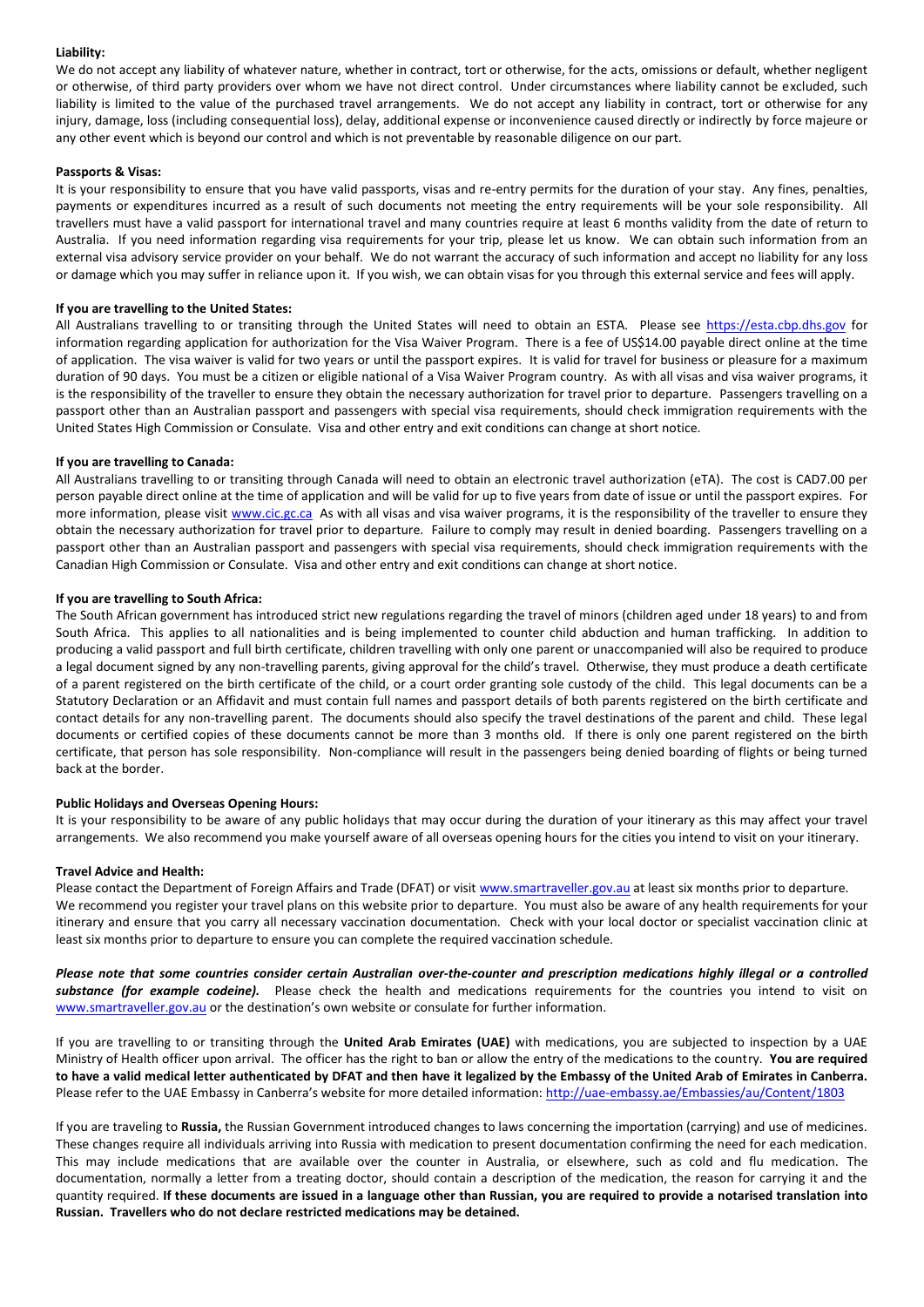**Liability:**

We do not accept any liability of whatever nature, whether in contract, tort or otherwise, for the acts, omissions or default, whether negligent or otherwise, of third party providers over whom we have not direct control. Under circumstances where liability cannot be excluded, such liability is limited to the value of the purchased travel arrangements. We do not accept any liability in contract, tort or otherwise for any injury, damage, loss (including consequential loss), delay, additional expense or inconvenience caused directly or indirectly by force majeure or any other event which is beyond our control and which is not preventable by reasonable diligence on our part.

**Passports & Visas:**

It is your responsibility to ensure that you have valid passports, visas and re-entry permits for the duration of your stay. Any fines, penalties, payments or expenditures incurred as a result of such documents not meeting the entry requirements will be your sole responsibility. All travellers must have a valid passport for international travel and many countries require at least 6 months validity from the date of return to Australia. If you need information regarding visa requirements for your trip, please let us know. We can obtain such information from an external visa advisory service provider on your behalf. We do not warrant the accuracy of such information and accept no liability for any loss or damage which you may suffer in reliance upon it. If you wish, we can obtain visas for you through this external service and fees will apply.

**If you are travelling to the United States:**

All Australians travelling to or transiting through the United States will need to obtain an ESTA. Please see https://esta.cbp.dhs.gov for information regarding application for authorization for the Visa Waiver Program. There is a fee of US$14.00 payable direct online at the time of application. The visa waiver is valid for two years or until the passport expires. It is valid for travel for business or pleasure for a maximum duration of 90 days. You must be a citizen or eligible national of a Visa Waiver Program country. As with all visas and visa waiver programs, it is the responsibility of the traveller to ensure they obtain the necessary authorization for travel prior to departure. Passengers travelling on a passport other than an Australian passport and passengers with special visa requirements, should check immigration requirements with the United States High Commission or Consulate. Visa and other entry and exit conditions can change at short notice.

**If you are travelling to Canada:**

All Australians travelling to or transiting through Canada will need to obtain an electronic travel authorization (eTA). The cost is CAD7.00 per person payable direct online at the time of application and will be valid for up to five years from date of issue or until the passport expires. For more information, please visit www.cic.gc.ca As with all visas and visa waiver programs, it is the responsibility of the traveller to ensure they obtain the necessary authorization for travel prior to departure. Failure to comply may result in denied boarding. Passengers travelling on a passport other than an Australian passport and passengers with special visa requirements, should check immigration requirements with the Canadian High Commission or Consulate. Visa and other entry and exit conditions can change at short notice.

**If you are travelling to South Africa:**

The South African government has introduced strict new regulations regarding the travel of minors (children aged under 18 years) to and from South Africa. This applies to all nationalities and is being implemented to counter child abduction and human trafficking. In addition to producing a valid passport and full birth certificate, children travelling with only one parent or unaccompanied will also be required to produce a legal document signed by any non-travelling parents, giving approval for the child's travel. Otherwise, they must produce a death certificate of a parent registered on the birth certificate of the child, or a court order granting sole custody of the child. This legal documents can be a Statutory Declaration or an Affidavit and must contain full names and passport details of both parents registered on the birth certificate and contact details for any non-travelling parent. The documents should also specify the travel destinations of the parent and child. These legal documents or certified copies of these documents cannot be more than 3 months old. If there is only one parent registered on the birth certificate, that person has sole responsibility. Non-compliance will result in the passengers being denied boarding of flights or being turned back at the border.

**Public Holidays and Overseas Opening Hours:**

It is your responsibility to be aware of any public holidays that may occur during the duration of your itinerary as this may affect your travel arrangements. We also recommend you make yourself aware of all overseas opening hours for the cities you intend to visit on your itinerary.

**Travel Advice and Health:**

Please contact the Department of Foreign Affairs and Trade (DFAT) or visit www.smartraveller.gov.au at least six months prior to departure. We recommend you register your travel plans on this website prior to departure. You must also be aware of any health requirements for your itinerary and ensure that you carry all necessary vaccination documentation. Check with your local doctor or specialist vaccination clinic at least six months prior to departure to ensure you can complete the required vaccination schedule.

***Please note that some countries consider certain Australian over-the-counter and prescription medications highly illegal or a controlled substance (for example codeine).*** Please check the health and medications requirements for the countries you intend to visit on www.smartraveller.gov.au or the destination's own website or consulate for further information.

If you are travelling to or transiting through the **United Arab Emirates (UAE)** with medications, you are subjected to inspection by a UAE Ministry of Health officer upon arrival. The officer has the right to ban or allow the entry of the medications to the country. **You are required to have a valid medical letter authenticated by DFAT and then have it legalized by the Embassy of the United Arab of Emirates in Canberra.** Please refer to the UAE Embassy in Canberra's website for more detailed information: http://uae-embassy.ae/Embassies/au/Content/1803

If you are traveling to **Russia,** the Russian Government introduced changes to laws concerning the importation (carrying) and use of medicines. These changes require all individuals arriving into Russia with medication to present documentation confirming the need for each medication. This may include medications that are available over the counter in Australia, or elsewhere, such as cold and flu medication. The documentation, normally a letter from a treating doctor, should contain a description of the medication, the reason for carrying it and the quantity required. **If these documents are issued in a language other than Russian, you are required to provide a notarised translation into Russian. Travellers who do not declare restricted medications may be detained.**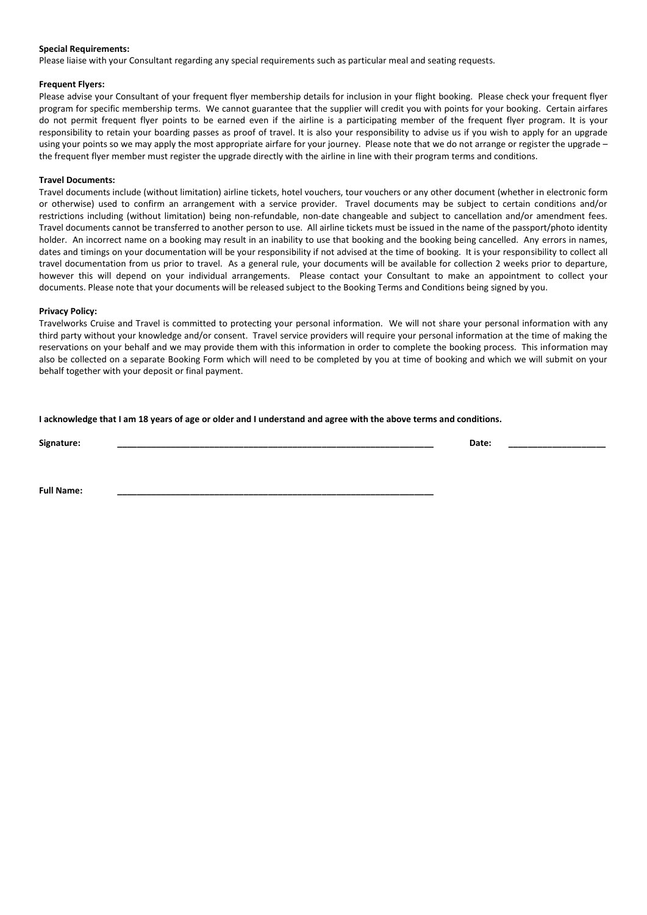**Special Requirements:**

Please liaise with your Consultant regarding any special requirements such as particular meal and seating requests.

**Frequent Flyers:**

Please advise your Consultant of your frequent flyer membership details for inclusion in your flight booking. Please check your frequent flyer program for specific membership terms. We cannot guarantee that the supplier will credit you with points for your booking. Certain airfares do not permit frequent flyer points to be earned even if the airline is a participating member of the frequent flyer program. It is your responsibility to retain your boarding passes as proof of travel. It is also your responsibility to advise us if you wish to apply for an upgrade using your points so we may apply the most appropriate airfare for your journey. Please note that we do not arrange or register the upgrade – the frequent flyer member must register the upgrade directly with the airline in line with their program terms and conditions.

**Travel Documents:**

Travel documents include (without limitation) airline tickets, hotel vouchers, tour vouchers or any other document (whether in electronic form or otherwise) used to confirm an arrangement with a service provider. Travel documents may be subject to certain conditions and/or restrictions including (without limitation) being non-refundable, non-date changeable and subject to cancellation and/or amendment fees. Travel documents cannot be transferred to another person to use. All airline tickets must be issued in the name of the passport/photo identity holder. An incorrect name on a booking may result in an inability to use that booking and the booking being cancelled. Any errors in names, dates and timings on your documentation will be your responsibility if not advised at the time of booking. It is your responsibility to collect all travel documentation from us prior to travel. As a general rule, your documents will be available for collection 2 weeks prior to departure, however this will depend on your individual arrangements. Please contact your Consultant to make an appointment to collect your documents. Please note that your documents will be released subject to the Booking Terms and Conditions being signed by you.

**Privacy Policy:**

Travelworks Cruise and Travel is committed to protecting your personal information. We will not share your personal information with any third party without your knowledge and/or consent. Travel service providers will require your personal information at the time of making the reservations on your behalf and we may provide them with this information in order to complete the booking process. This information may also be collected on a separate Booking Form which will need to be completed by you at time of booking and which we will submit on your behalf together with your deposit or final payment.

**I acknowledge that I am 18 years of age or older and I understand and agree with the above terms and conditions.**

**Signature:** ____________________________________________________________ **Date:** ____________________

**Full Name:** ____________________________________________________________